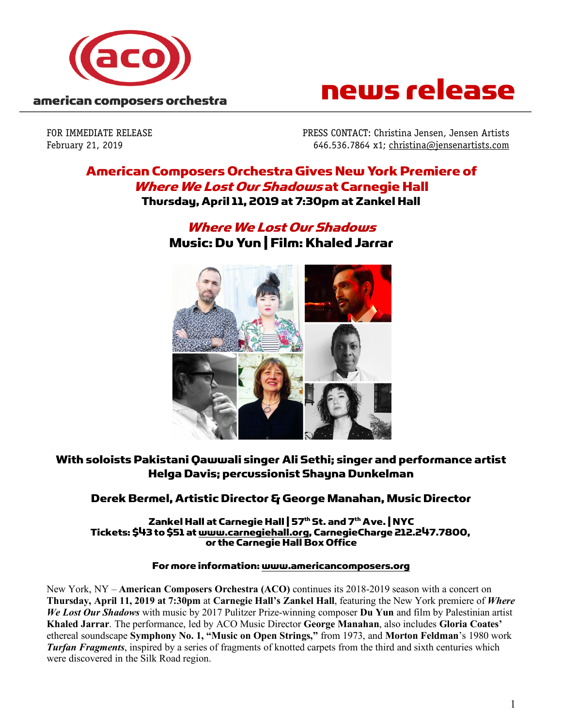american composers orchestra

# news release

FOR IMMEDIATE RELEASE
February 21, 2019

PRESS CONTACT: Christina Jensen, Jensen Artists
646.536.7864 x1; christina@jensenartists.com

## American Composers Orchestra Gives New York Premiere of *Where We Lost Our Shadows* at Carnegie Hall

### Thursday, April 11, 2019 at 7:30pm at Zankel Hall

## *Where We Lost Our Shadows*

### Music: Du Yun | Film: Khaled Jarrar

### With soloists Pakistani Qawwali singer Ali Sethi; singer and performance artist Helga Davis; percussionist Shayna Dunkelman

### Derek Bermel, Artistic Director & George Manahan, Music Director

**Zankel Hall at Carnegie Hall | 57th St. and 7th Ave. | NYC**
**Tickets: $43 to $51 at www.carnegiehall.org, CarnegieCharge 212.247.7800, or the Carnegie Hall Box Office**

**For more information: www.americancomposers.org**

New York, NY – **American Composers Orchestra (ACO)** continues its 2018-2019 season with a concert on **Thursday, April 11, 2019 at 7:30pm** at **Carnegie Hall's Zankel Hall**, featuring the New York premiere of ***Where We Lost Our Shadows*** with music by 2017 Pulitzer Prize-winning composer **Du Yun** and film by Palestinian artist **Khaled Jarrar**. The performance, led by ACO Music Director **George Manahan**, also includes **Gloria Coates'** ethereal soundscape **Symphony No. 1, "Music on Open Strings,"** from 1973, and **Morton Feldman**'s 1980 work ***Turfan Fragments***, inspired by a series of fragments of knotted carpets from the third and sixth centuries which were discovered in the Silk Road region.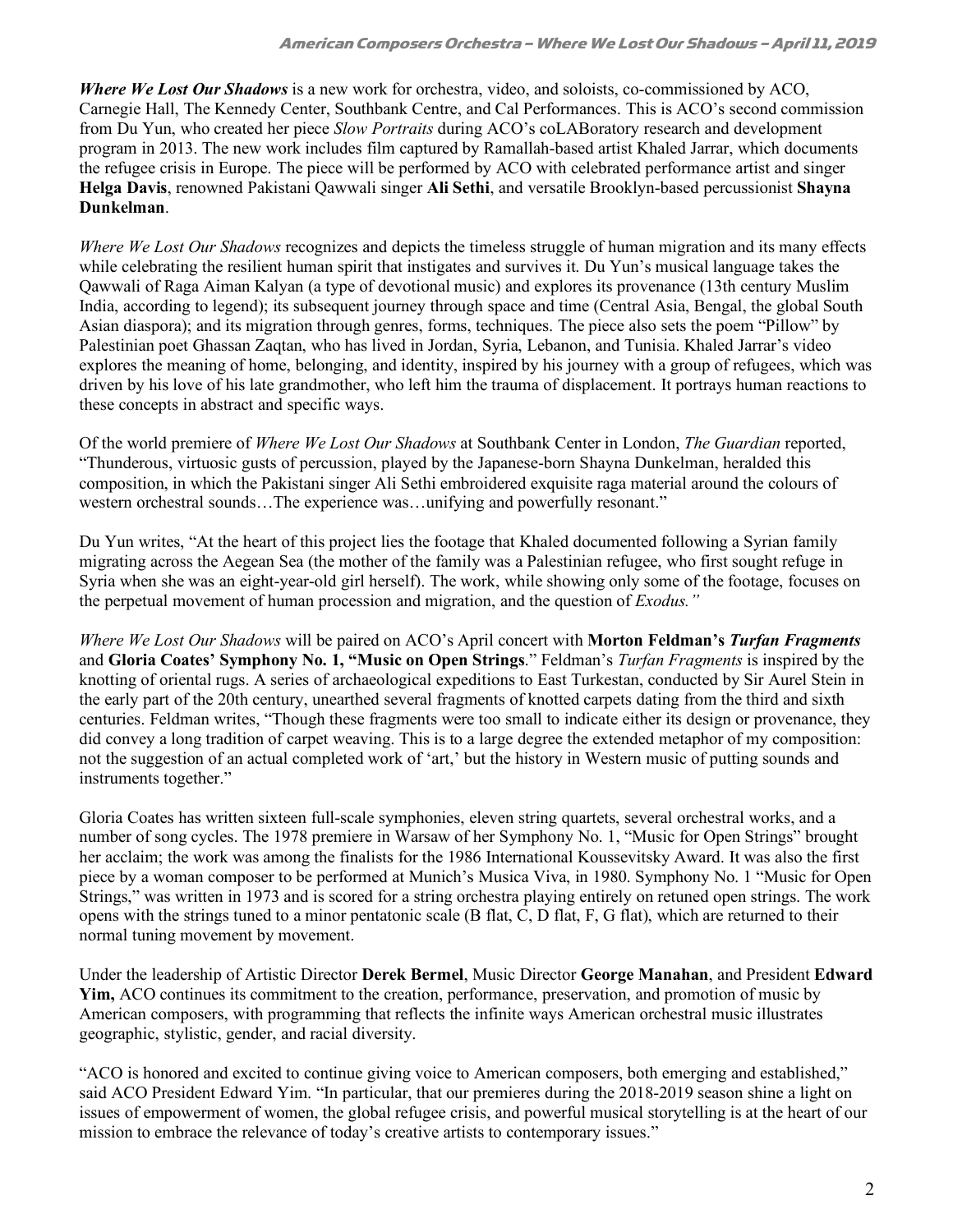***Where We Lost Our Shadows*** is a new work for orchestra, video, and soloists, co-commissioned by ACO, Carnegie Hall, The Kennedy Center, Southbank Centre, and Cal Performances. This is ACO's second commission from Du Yun, who created her piece *Slow Portraits* during ACO's coLABoratory research and development program in 2013. The new work includes film captured by Ramallah-based artist Khaled Jarrar, which documents the refugee crisis in Europe. The piece will be performed by ACO with celebrated performance artist and singer **Helga Davis**, renowned Pakistani Qawwali singer **Ali Sethi**, and versatile Brooklyn-based percussionist **Shayna Dunkelman**.

*Where We Lost Our Shadows* recognizes and depicts the timeless struggle of human migration and its many effects while celebrating the resilient human spirit that instigates and survives it. Du Yun's musical language takes the Qawwali of Raga Aiman Kalyan (a type of devotional music) and explores its provenance (13th century Muslim India, according to legend); its subsequent journey through space and time (Central Asia, Bengal, the global South Asian diaspora); and its migration through genres, forms, techniques. The piece also sets the poem "Pillow" by Palestinian poet Ghassan Zaqtan, who has lived in Jordan, Syria, Lebanon, and Tunisia. Khaled Jarrar's video explores the meaning of home, belonging, and identity, inspired by his journey with a group of refugees, which was driven by his love of his late grandmother, who left him the trauma of displacement. It portrays human reactions to these concepts in abstract and specific ways.

Of the world premiere of *Where We Lost Our Shadows* at Southbank Center in London, *The Guardian* reported, "Thunderous, virtuosic gusts of percussion, played by the Japanese-born Shayna Dunkelman, heralded this composition, in which the Pakistani singer Ali Sethi embroidered exquisite raga material around the colours of western orchestral sounds…The experience was…unifying and powerfully resonant."

Du Yun writes, "At the heart of this project lies the footage that Khaled documented following a Syrian family migrating across the Aegean Sea (the mother of the family was a Palestinian refugee, who first sought refuge in Syria when she was an eight-year-old girl herself). The work, while showing only some of the footage, focuses on the perpetual movement of human procession and migration, and the question of *Exodus."*

*Where We Lost Our Shadows* will be paired on ACO's April concert with **Morton Feldman's *Turfan Fragments*** and **Gloria Coates' Symphony No. 1, "Music on Open Strings**." Feldman's *Turfan Fragments* is inspired by the knotting of oriental rugs. A series of archaeological expeditions to East Turkestan, conducted by Sir Aurel Stein in the early part of the 20th century, unearthed several fragments of knotted carpets dating from the third and sixth centuries. Feldman writes, "Though these fragments were too small to indicate either its design or provenance, they did convey a long tradition of carpet weaving. This is to a large degree the extended metaphor of my composition: not the suggestion of an actual completed work of 'art,' but the history in Western music of putting sounds and instruments together."

Gloria Coates has written sixteen full-scale symphonies, eleven string quartets, several orchestral works, and a number of song cycles. The 1978 premiere in Warsaw of her Symphony No. 1, "Music for Open Strings" brought her acclaim; the work was among the finalists for the 1986 International Koussevitsky Award. It was also the first piece by a woman composer to be performed at Munich's Musica Viva, in 1980. Symphony No. 1 "Music for Open Strings," was written in 1973 and is scored for a string orchestra playing entirely on retuned open strings. The work opens with the strings tuned to a minor pentatonic scale (B flat, C, D flat, F, G flat), which are returned to their normal tuning movement by movement.

Under the leadership of Artistic Director **Derek Bermel**, Music Director **George Manahan**, and President **Edward Yim,** ACO continues its commitment to the creation, performance, preservation, and promotion of music by American composers, with programming that reflects the infinite ways American orchestral music illustrates geographic, stylistic, gender, and racial diversity.

"ACO is honored and excited to continue giving voice to American composers, both emerging and established," said ACO President Edward Yim. "In particular, that our premieres during the 2018-2019 season shine a light on issues of empowerment of women, the global refugee crisis, and powerful musical storytelling is at the heart of our mission to embrace the relevance of today's creative artists to contemporary issues."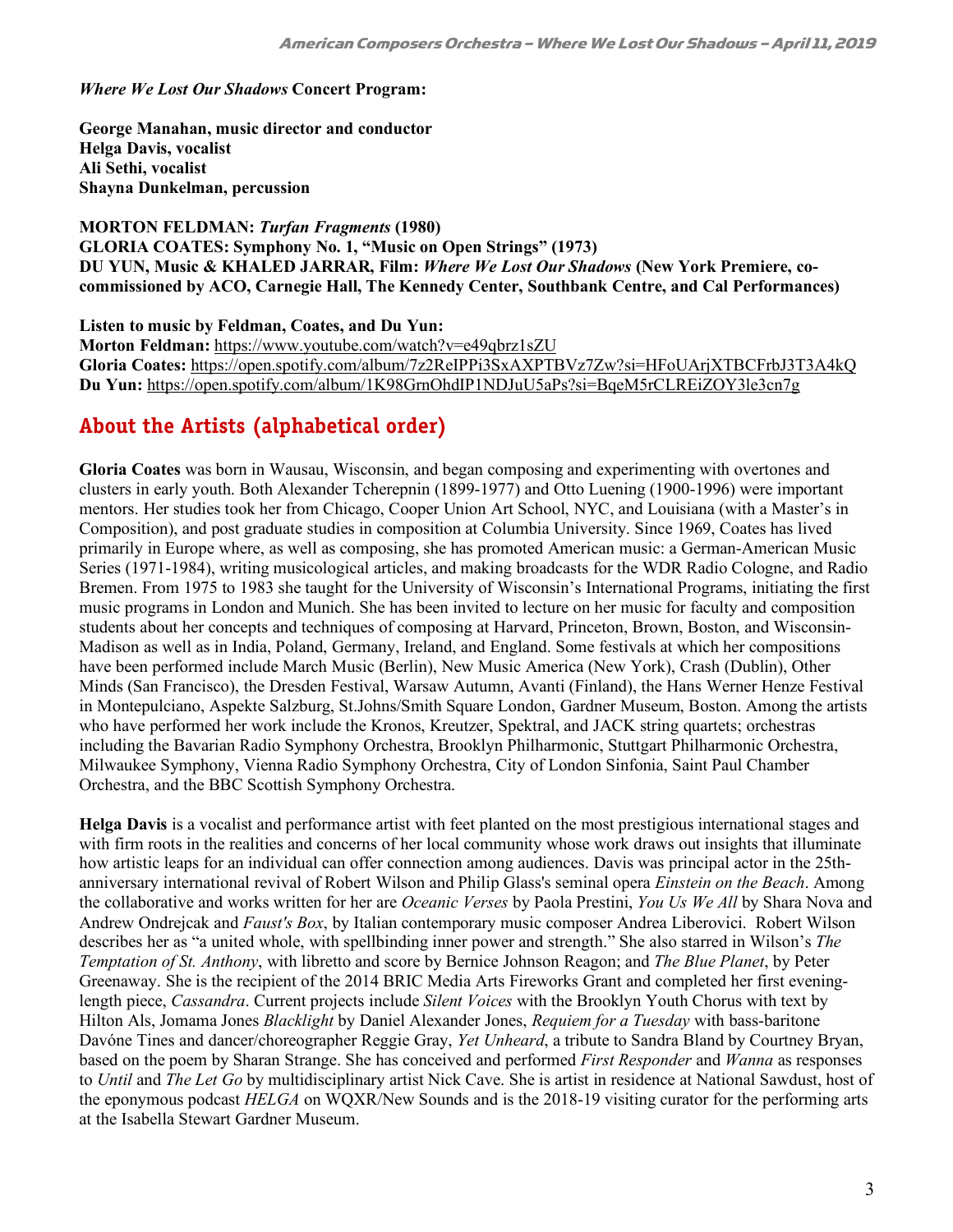***Where We Lost Our Shadows*** **Concert Program:**

**George Manahan, music director and conductor**
**Helga Davis, vocalist**
**Ali Sethi, vocalist**
**Shayna Dunkelman, percussion**

**MORTON FELDMAN:** ***Turfan Fragments*** **(1980)**
**GLORIA COATES: Symphony No. 1, "Music on Open Strings" (1973)**
**DU YUN, Music & KHALED JARRAR, Film:** ***Where We Lost Our Shadows*** **(New York Premiere, co-commissioned by ACO, Carnegie Hall, The Kennedy Center, Southbank Centre, and Cal Performances)**

**Listen to music by Feldman, Coates, and Du Yun:**
**Morton Feldman:** https://www.youtube.com/watch?v=e49qbrz1sZU
**Gloria Coates:** https://open.spotify.com/album/7z2ReIPPi3SxAXPTBVz7Zw?si=HFoUArjXTBCFrbJ3T3A4kQ
**Du Yun:** https://open.spotify.com/album/1K98GrnOhdIP1NDJuU5aPs?si=BqeM5rCLREiZOY3le3cn7g

## About the Artists (alphabetical order)

**Gloria Coates** was born in Wausau, Wisconsin, and began composing and experimenting with overtones and clusters in early youth. Both Alexander Tcherepnin (1899-1977) and Otto Luening (1900-1996) were important mentors. Her studies took her from Chicago, Cooper Union Art School, NYC, and Louisiana (with a Master's in Composition), and post graduate studies in composition at Columbia University. Since 1969, Coates has lived primarily in Europe where, as well as composing, she has promoted American music: a German-American Music Series (1971-1984), writing musicological articles, and making broadcasts for the WDR Radio Cologne, and Radio Bremen. From 1975 to 1983 she taught for the University of Wisconsin's International Programs, initiating the first music programs in London and Munich. She has been invited to lecture on her music for faculty and composition students about her concepts and techniques of composing at Harvard, Princeton, Brown, Boston, and Wisconsin-Madison as well as in India, Poland, Germany, Ireland, and England. Some festivals at which her compositions have been performed include March Music (Berlin), New Music America (New York), Crash (Dublin), Other Minds (San Francisco), the Dresden Festival, Warsaw Autumn, Avanti (Finland), the Hans Werner Henze Festival in Montepulciano, Aspekte Salzburg, St.Johns/Smith Square London, Gardner Museum, Boston. Among the artists who have performed her work include the Kronos, Kreutzer, Spektral, and JACK string quartets; orchestras including the Bavarian Radio Symphony Orchestra, Brooklyn Philharmonic, Stuttgart Philharmonic Orchestra, Milwaukee Symphony, Vienna Radio Symphony Orchestra, City of London Sinfonia, Saint Paul Chamber Orchestra, and the BBC Scottish Symphony Orchestra.

**Helga Davis** is a vocalist and performance artist with feet planted on the most prestigious international stages and with firm roots in the realities and concerns of her local community whose work draws out insights that illuminate how artistic leaps for an individual can offer connection among audiences. Davis was principal actor in the 25th-anniversary international revival of Robert Wilson and Philip Glass's seminal opera *Einstein on the Beach*. Among the collaborative and works written for her are *Oceanic Verses* by Paola Prestini, *You Us We All* by Shara Nova and Andrew Ondrejcak and *Faust's Box*, by Italian contemporary music composer Andrea Liberovici. Robert Wilson describes her as "a united whole, with spellbinding inner power and strength." She also starred in Wilson's *The Temptation of St. Anthony*, with libretto and score by Bernice Johnson Reagon; and *The Blue Planet*, by Peter Greenaway. She is the recipient of the 2014 BRIC Media Arts Fireworks Grant and completed her first evening-length piece, *Cassandra*. Current projects include *Silent Voices* with the Brooklyn Youth Chorus with text by Hilton Als, Jomama Jones *Blacklight* by Daniel Alexander Jones, *Requiem for a Tuesday* with bass-baritone Davóne Tines and dancer/choreographer Reggie Gray, *Yet Unheard*, a tribute to Sandra Bland by Courtney Bryan, based on the poem by Sharan Strange. She has conceived and performed *First Responder* and *Wanna* as responses to *Until* and *The Let Go* by multidisciplinary artist Nick Cave. She is artist in residence at National Sawdust, host of the eponymous podcast *HELGA* on WQXR/New Sounds and is the 2018-19 visiting curator for the performing arts at the Isabella Stewart Gardner Museum.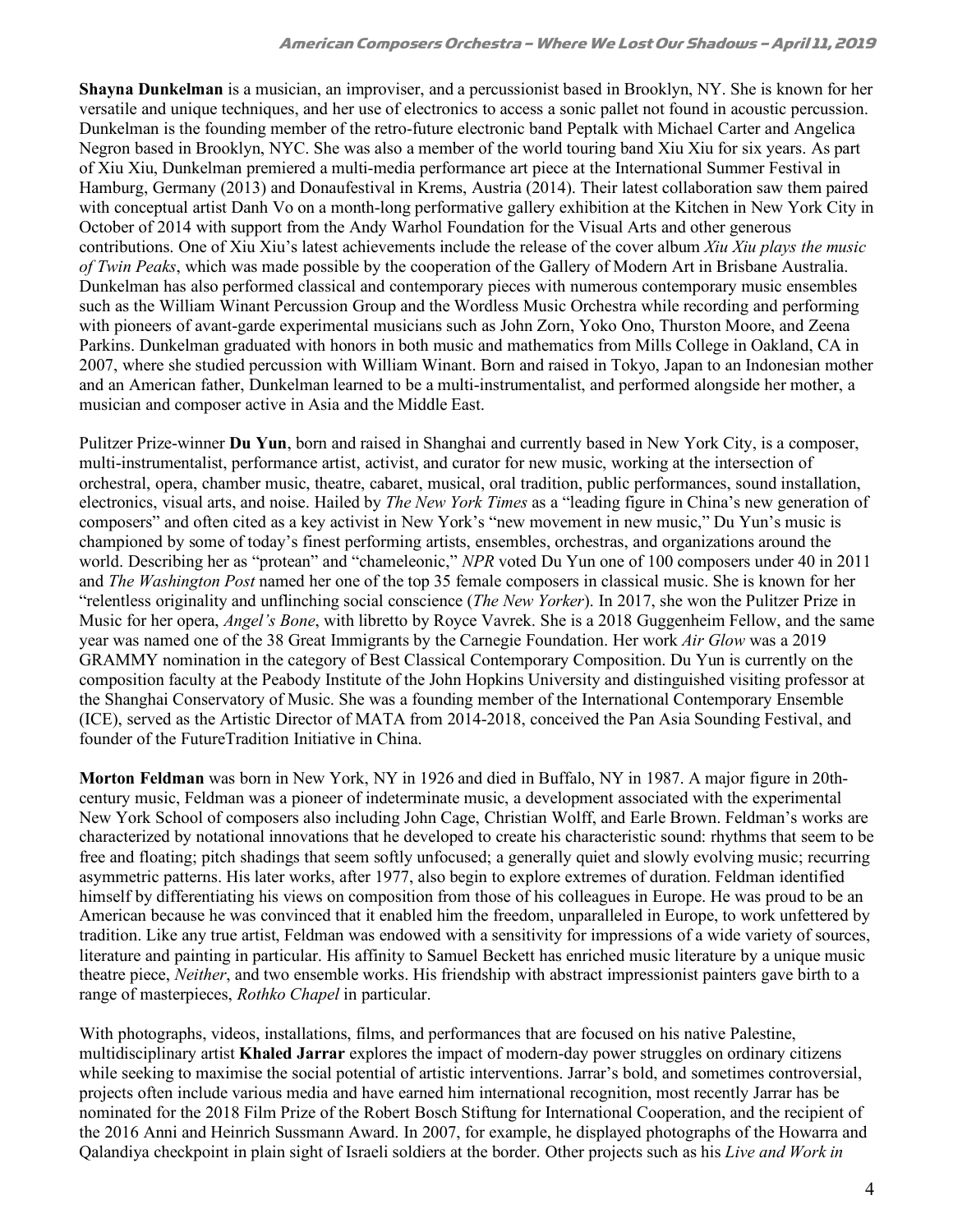**Shayna Dunkelman** is a musician, an improviser, and a percussionist based in Brooklyn, NY. She is known for her versatile and unique techniques, and her use of electronics to access a sonic pallet not found in acoustic percussion. Dunkelman is the founding member of the retro-future electronic band Peptalk with Michael Carter and Angelica Negron based in Brooklyn, NYC. She was also a member of the world touring band Xiu Xiu for six years. As part of Xiu Xiu, Dunkelman premiered a multi-media performance art piece at the International Summer Festival in Hamburg, Germany (2013) and Donaufestival in Krems, Austria (2014). Their latest collaboration saw them paired with conceptual artist Danh Vo on a month-long performative gallery exhibition at the Kitchen in New York City in October of 2014 with support from the Andy Warhol Foundation for the Visual Arts and other generous contributions. One of Xiu Xiu's latest achievements include the release of the cover album *Xiu Xiu plays the music of Twin Peaks*, which was made possible by the cooperation of the Gallery of Modern Art in Brisbane Australia. Dunkelman has also performed classical and contemporary pieces with numerous contemporary music ensembles such as the William Winant Percussion Group and the Wordless Music Orchestra while recording and performing with pioneers of avant-garde experimental musicians such as John Zorn, Yoko Ono, Thurston Moore, and Zeena Parkins. Dunkelman graduated with honors in both music and mathematics from Mills College in Oakland, CA in 2007, where she studied percussion with William Winant. Born and raised in Tokyo, Japan to an Indonesian mother and an American father, Dunkelman learned to be a multi-instrumentalist, and performed alongside her mother, a musician and composer active in Asia and the Middle East.

Pulitzer Prize-winner **Du Yun**, born and raised in Shanghai and currently based in New York City, is a composer, multi-instrumentalist, performance artist, activist, and curator for new music, working at the intersection of orchestral, opera, chamber music, theatre, cabaret, musical, oral tradition, public performances, sound installation, electronics, visual arts, and noise. Hailed by *The New York Times* as a "leading figure in China's new generation of composers" and often cited as a key activist in New York's "new movement in new music," Du Yun's music is championed by some of today's finest performing artists, ensembles, orchestras, and organizations around the world. Describing her as "protean" and "chameleonic," *NPR* voted Du Yun one of 100 composers under 40 in 2011 and *The Washington Post* named her one of the top 35 female composers in classical music. She is known for her "relentless originality and unflinching social conscience (*The New Yorker*). In 2017, she won the Pulitzer Prize in Music for her opera, *Angel's Bone*, with libretto by Royce Vavrek. She is a 2018 Guggenheim Fellow, and the same year was named one of the 38 Great Immigrants by the Carnegie Foundation. Her work *Air Glow* was a 2019 GRAMMY nomination in the category of Best Classical Contemporary Composition. Du Yun is currently on the composition faculty at the Peabody Institute of the John Hopkins University and distinguished visiting professor at the Shanghai Conservatory of Music. She was a founding member of the International Contemporary Ensemble (ICE), served as the Artistic Director of MATA from 2014-2018, conceived the Pan Asia Sounding Festival, and founder of the FutureTradition Initiative in China.

**Morton Feldman** was born in New York, NY in 1926 and died in Buffalo, NY in 1987. A major figure in 20th-century music, Feldman was a pioneer of indeterminate music, a development associated with the experimental New York School of composers also including John Cage, Christian Wolff, and Earle Brown. Feldman's works are characterized by notational innovations that he developed to create his characteristic sound: rhythms that seem to be free and floating; pitch shadings that seem softly unfocused; a generally quiet and slowly evolving music; recurring asymmetric patterns. His later works, after 1977, also begin to explore extremes of duration. Feldman identified himself by differentiating his views on composition from those of his colleagues in Europe. He was proud to be an American because he was convinced that it enabled him the freedom, unparalleled in Europe, to work unfettered by tradition. Like any true artist, Feldman was endowed with a sensitivity for impressions of a wide variety of sources, literature and painting in particular. His affinity to Samuel Beckett has enriched music literature by a unique music theatre piece, *Neither*, and two ensemble works. His friendship with abstract impressionist painters gave birth to a range of masterpieces, *Rothko Chapel* in particular.

With photographs, videos, installations, films, and performances that are focused on his native Palestine, multidisciplinary artist **Khaled Jarrar** explores the impact of modern-day power struggles on ordinary citizens while seeking to maximise the social potential of artistic interventions. Jarrar's bold, and sometimes controversial, projects often include various media and have earned him international recognition, most recently Jarrar has be nominated for the 2018 Film Prize of the Robert Bosch Stiftung for International Cooperation, and the recipient of the 2016 Anni and Heinrich Sussmann Award. In 2007, for example, he displayed photographs of the Howarra and Qalandiya checkpoint in plain sight of Israeli soldiers at the border. Other projects such as his *Live and Work in*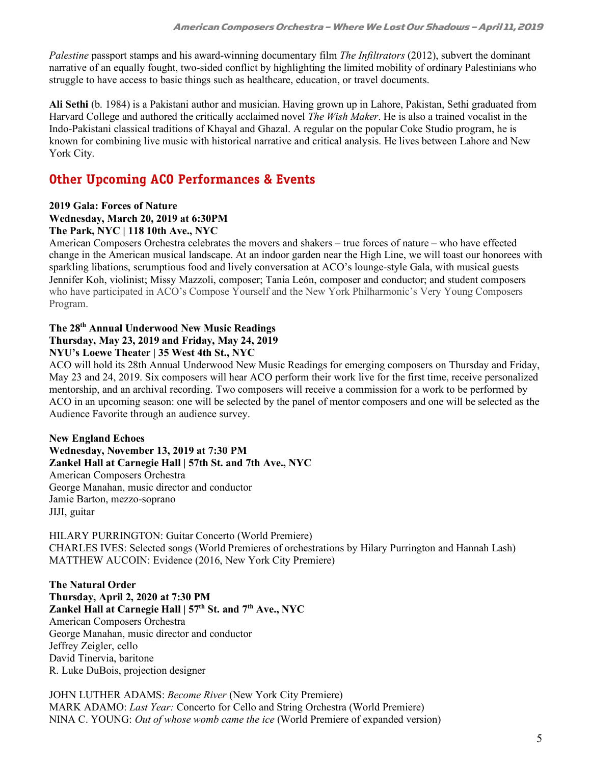*Palestine* passport stamps and his award-winning documentary film *The Infiltrators* (2012), subvert the dominant narrative of an equally fought, two-sided conflict by highlighting the limited mobility of ordinary Palestinians who struggle to have access to basic things such as healthcare, education, or travel documents.

**Ali Sethi** (b. 1984) is a Pakistani author and musician. Having grown up in Lahore, Pakistan, Sethi graduated from Harvard College and authored the critically acclaimed novel *The Wish Maker*. He is also a trained vocalist in the Indo-Pakistani classical traditions of Khayal and Ghazal. A regular on the popular Coke Studio program, he is known for combining live music with historical narrative and critical analysis. He lives between Lahore and New York City.

## Other Upcoming ACO Performances & Events

**2019 Gala: Forces of Nature**
**Wednesday, March 20, 2019 at 6:30PM**
**The Park, NYC | 118 10th Ave., NYC**
American Composers Orchestra celebrates the movers and shakers – true forces of nature – who have effected change in the American musical landscape. At an indoor garden near the High Line, we will toast our honorees with sparkling libations, scrumptious food and lively conversation at ACO's lounge-style Gala, with musical guests Jennifer Koh, violinist; Missy Mazzoli, composer; Tania León, composer and conductor; and student composers who have participated in ACO's Compose Yourself and the New York Philharmonic's Very Young Composers Program.

**The 28th Annual Underwood New Music Readings**
**Thursday, May 23, 2019 and Friday, May 24, 2019**
**NYU's Loewe Theater | 35 West 4th St., NYC**
ACO will hold its 28th Annual Underwood New Music Readings for emerging composers on Thursday and Friday, May 23 and 24, 2019. Six composers will hear ACO perform their work live for the first time, receive personalized mentorship, and an archival recording. Two composers will receive a commission for a work to be performed by ACO in an upcoming season: one will be selected by the panel of mentor composers and one will be selected as the Audience Favorite through an audience survey.

**New England Echoes**
**Wednesday, November 13, 2019 at 7:30 PM**
**Zankel Hall at Carnegie Hall | 57th St. and 7th Ave., NYC**
American Composers Orchestra
George Manahan, music director and conductor
Jamie Barton, mezzo-soprano
JIJI, guitar

HILARY PURRINGTON: Guitar Concerto (World Premiere)
CHARLES IVES: Selected songs (World Premieres of orchestrations by Hilary Purrington and Hannah Lash)
MATTHEW AUCOIN: Evidence (2016, New York City Premiere)

**The Natural Order**
**Thursday, April 2, 2020 at 7:30 PM**
**Zankel Hall at Carnegie Hall | 57th St. and 7th Ave., NYC**
American Composers Orchestra
George Manahan, music director and conductor
Jeffrey Zeigler, cello
David Tinervia, baritone
R. Luke DuBois, projection designer

JOHN LUTHER ADAMS: *Become River* (New York City Premiere)
MARK ADAMO: *Last Year:* Concerto for Cello and String Orchestra (World Premiere)
NINA C. YOUNG: *Out of whose womb came the ice* (World Premiere of expanded version)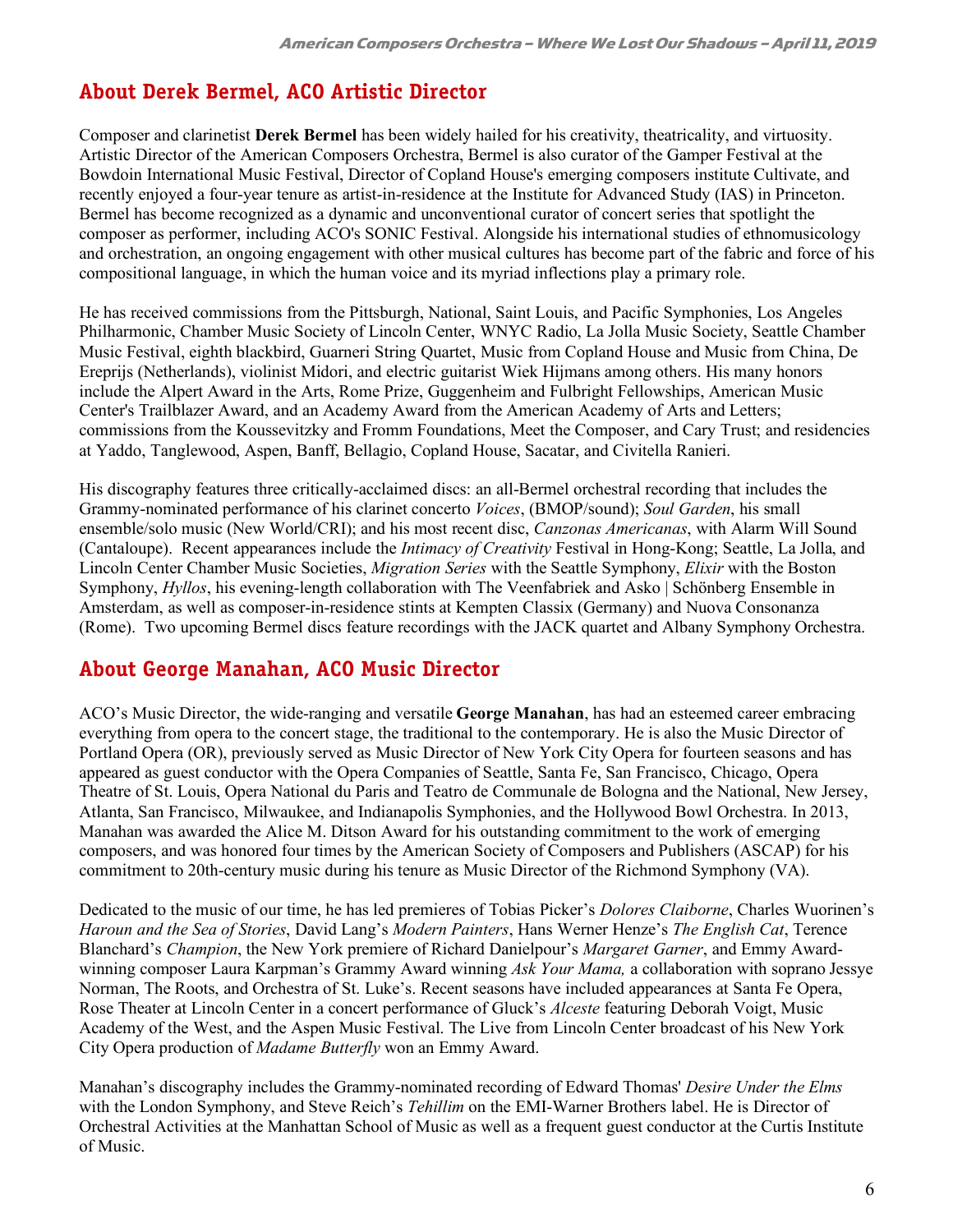## About Derek Bermel, ACO Artistic Director

Composer and clarinetist **Derek Bermel** has been widely hailed for his creativity, theatricality, and virtuosity. Artistic Director of the American Composers Orchestra, Bermel is also curator of the Gamper Festival at the Bowdoin International Music Festival, Director of Copland House's emerging composers institute Cultivate, and recently enjoyed a four-year tenure as artist-in-residence at the Institute for Advanced Study (IAS) in Princeton. Bermel has become recognized as a dynamic and unconventional curator of concert series that spotlight the composer as performer, including ACO's SONIC Festival. Alongside his international studies of ethnomusicology and orchestration, an ongoing engagement with other musical cultures has become part of the fabric and force of his compositional language, in which the human voice and its myriad inflections play a primary role.

He has received commissions from the Pittsburgh, National, Saint Louis, and Pacific Symphonies, Los Angeles Philharmonic, Chamber Music Society of Lincoln Center, WNYC Radio, La Jolla Music Society, Seattle Chamber Music Festival, eighth blackbird, Guarneri String Quartet, Music from Copland House and Music from China, De Ereprijs (Netherlands), violinist Midori, and electric guitarist Wiek Hijmans among others. His many honors include the Alpert Award in the Arts, Rome Prize, Guggenheim and Fulbright Fellowships, American Music Center's Trailblazer Award, and an Academy Award from the American Academy of Arts and Letters; commissions from the Koussevitzky and Fromm Foundations, Meet the Composer, and Cary Trust; and residencies at Yaddo, Tanglewood, Aspen, Banff, Bellagio, Copland House, Sacatar, and Civitella Ranieri.

His discography features three critically-acclaimed discs: an all-Bermel orchestral recording that includes the Grammy-nominated performance of his clarinet concerto *Voices*, (BMOP/sound); *Soul Garden*, his small ensemble/solo music (New World/CRI); and his most recent disc, *Canzonas Americanas*, with Alarm Will Sound (Cantaloupe). Recent appearances include the *Intimacy of Creativity* Festival in Hong-Kong; Seattle, La Jolla, and Lincoln Center Chamber Music Societies, *Migration Series* with the Seattle Symphony, *Elixir* with the Boston Symphony, *Hyllos*, his evening-length collaboration with The Veenfabriek and Asko | Schönberg Ensemble in Amsterdam, as well as composer-in-residence stints at Kempten Classix (Germany) and Nuova Consonanza (Rome). Two upcoming Bermel discs feature recordings with the JACK quartet and Albany Symphony Orchestra.

## About George Manahan, ACO Music Director

ACO's Music Director, the wide-ranging and versatile **George Manahan**, has had an esteemed career embracing everything from opera to the concert stage, the traditional to the contemporary. He is also the Music Director of Portland Opera (OR), previously served as Music Director of New York City Opera for fourteen seasons and has appeared as guest conductor with the Opera Companies of Seattle, Santa Fe, San Francisco, Chicago, Opera Theatre of St. Louis, Opera National du Paris and Teatro de Communale de Bologna and the National, New Jersey, Atlanta, San Francisco, Milwaukee, and Indianapolis Symphonies, and the Hollywood Bowl Orchestra. In 2013, Manahan was awarded the Alice M. Ditson Award for his outstanding commitment to the work of emerging composers, and was honored four times by the American Society of Composers and Publishers (ASCAP) for his commitment to 20th-century music during his tenure as Music Director of the Richmond Symphony (VA).

Dedicated to the music of our time, he has led premieres of Tobias Picker's *Dolores Claiborne*, Charles Wuorinen's *Haroun and the Sea of Stories*, David Lang's *Modern Painters*, Hans Werner Henze's *The English Cat*, Terence Blanchard's *Champion*, the New York premiere of Richard Danielpour's *Margaret Garner*, and Emmy Award-winning composer Laura Karpman's Grammy Award winning *Ask Your Mama,* a collaboration with soprano Jessye Norman, The Roots, and Orchestra of St. Luke's. Recent seasons have included appearances at Santa Fe Opera, Rose Theater at Lincoln Center in a concert performance of Gluck's *Alceste* featuring Deborah Voigt, Music Academy of the West, and the Aspen Music Festival. The Live from Lincoln Center broadcast of his New York City Opera production of *Madame Butterfly* won an Emmy Award.

Manahan's discography includes the Grammy-nominated recording of Edward Thomas' *Desire Under the Elms* with the London Symphony, and Steve Reich's *Tehillim* on the EMI-Warner Brothers label. He is Director of Orchestral Activities at the Manhattan School of Music as well as a frequent guest conductor at the Curtis Institute of Music.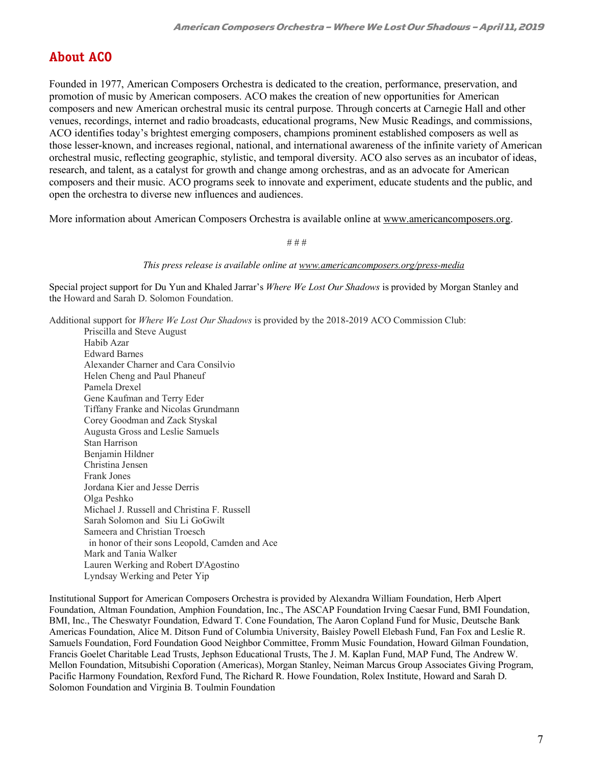## About ACO

Founded in 1977, American Composers Orchestra is dedicated to the creation, performance, preservation, and promotion of music by American composers. ACO makes the creation of new opportunities for American composers and new American orchestral music its central purpose. Through concerts at Carnegie Hall and other venues, recordings, internet and radio broadcasts, educational programs, New Music Readings, and commissions, ACO identifies today's brightest emerging composers, champions prominent established composers as well as those lesser-known, and increases regional, national, and international awareness of the infinite variety of American orchestral music, reflecting geographic, stylistic, and temporal diversity. ACO also serves as an incubator of ideas, research, and talent, as a catalyst for growth and change among orchestras, and as an advocate for American composers and their music. ACO programs seek to innovate and experiment, educate students and the public, and open the orchestra to diverse new influences and audiences.

More information about American Composers Orchestra is available online at www.americancomposers.org.

# # #

*This press release is available online at www.americancomposers.org/press-media*

Special project support for Du Yun and Khaled Jarrar's *Where We Lost Our Shadows* is provided by Morgan Stanley and the Howard and Sarah D. Solomon Foundation.

Additional support for *Where We Lost Our Shadows* is provided by the 2018-2019 ACO Commission Club:

Priscilla and Steve August  
Habib Azar  
Edward Barnes  
Alexander Charner and Cara Consilvio  
Helen Cheng and Paul Phaneuf  
Pamela Drexel  
Gene Kaufman and Terry Eder  
Tiffany Franke and Nicolas Grundmann  
Corey Goodman and Zack Styskal  
Augusta Gross and Leslie Samuels  
Stan Harrison  
Benjamin Hildner  
Christina Jensen  
Frank Jones  
Jordana Kier and Jesse Derris  
Olga Peshko  
Michael J. Russell and Christina F. Russell  
Sarah Solomon and Siu Li GoGwilt  
Sameera and Christian Troesch  
in honor of their sons Leopold, Camden and Ace  
Mark and Tania Walker  
Lauren Werking and Robert D'Agostino  
Lyndsay Werking and Peter Yip

Institutional Support for American Composers Orchestra is provided by Alexandra William Foundation, Herb Alpert Foundation, Altman Foundation, Amphion Foundation, Inc., The ASCAP Foundation Irving Caesar Fund, BMI Foundation, BMI, Inc., The Cheswatyr Foundation, Edward T. Cone Foundation, The Aaron Copland Fund for Music, Deutsche Bank Americas Foundation, Alice M. Ditson Fund of Columbia University, Baisley Powell Elebash Fund, Fan Fox and Leslie R. Samuels Foundation, Ford Foundation Good Neighbor Committee, Fromm Music Foundation, Howard Gilman Foundation, Francis Goelet Charitable Lead Trusts, Jephson Educational Trusts, The J. M. Kaplan Fund, MAP Fund, The Andrew W. Mellon Foundation, Mitsubishi Coporation (Americas), Morgan Stanley, Neiman Marcus Group Associates Giving Program, Pacific Harmony Foundation, Rexford Fund, The Richard R. Howe Foundation, Rolex Institute, Howard and Sarah D. Solomon Foundation and Virginia B. Toulmin Foundation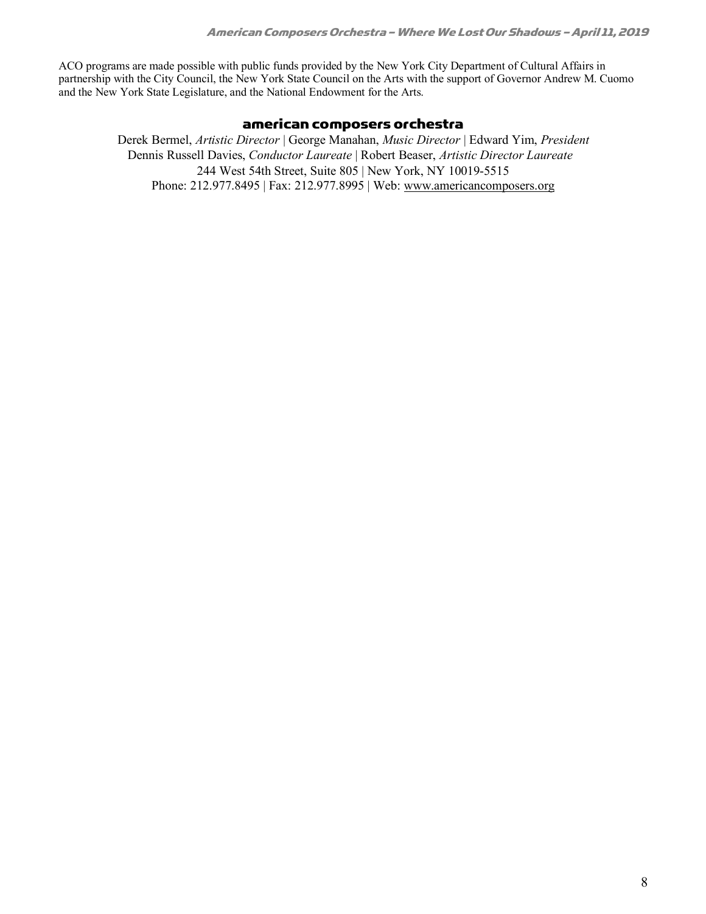ACO programs are made possible with public funds provided by the New York City Department of Cultural Affairs in partnership with the City Council, the New York State Council on the Arts with the support of Governor Andrew M. Cuomo and the New York State Legislature, and the National Endowment for the Arts.

## american composers orchestra

Derek Bermel, *Artistic Director* | George Manahan, *Music Director* | Edward Yim, *President*
Dennis Russell Davies, *Conductor Laureate* | Robert Beaser, *Artistic Director Laureate*
244 West 54th Street, Suite 805 | New York, NY 10019-5515
Phone: 212.977.8495 | Fax: 212.977.8995 | Web: www.americancomposers.org